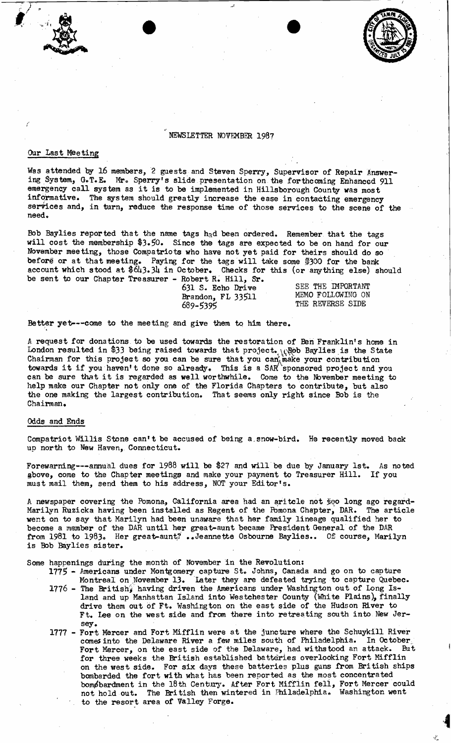NEWSLETTER NOVEMBER 1987

## Our Last Meeting

Was attended by 16 members, 2 guests and Steven Sperry, Supervisor of Repair Answering System, G.T.E. Mr. Sperry's slide presentation on the forthcoming Enhanced 911 emergency call system as it is to be implemented in Hillsborough County was most informative. The system should greatly increase the ease in contacting emergency services and, in turn, reduce the response time of those services to the scene of the need.

Bob Baylies reported that the name tags had been ordered. Remember that the tags will cost the membership $3.50. Since the tags are expected to be on hand for our November meeting, those Compatriots who have not yet paid for theirs should do so before or at that meeting. Paying for the tags will take some $300 for the bank account which stood at $643.34 in October. Checks for this (or anything else) should be sent to our Chapter Treasurer - Robert R. Hill, Sr.

631 S. Echo Drive
Brandon, FL 33511
689-5395

SEE THE IMPORTANT MEMO FOLLOWING ON THE REVERSE SIDE

Better yet---come to the meeting and give them to him there.

A request for donations to be used towards the restoration of Ben Franklin's home in London resulted in $33 being raised towards that project. Bob Baylies is the State Chairman for this project so you can be sure that you can make your contribution towards it if you haven't done so already. This is a SAR sponsored project and you can be sure that it is regarded as well worthwhile. Come to the November meeting to help make our Chapter not only one of the Florida Chapters to contribute, but also the one making the largest contribution. That seems only right since Bob is the Chairman.

## Odds and Ends

Compatriot Willis Stone can't be accused of being a snow-bird. He recently moved back up north to New Haven, Connecticut.

Forewarning---annual dues for 1988 will be $27 and will be due by January 1st. As noted above, come to the Chapter meetings and make your payment to Treasurer Hill. If you must mail them, send them to his address, NOT your Editor's.

A newspaper covering the Pomona, California area had an aritcle not too long ago regard-Marilyn Ruzicka having been installed as Regent of the Pomona Chapter, DAR. The article went on to say that Marilyn had been unaware that her family lineage qualified her to become a member of the DAR until her great-aunt became President General of the DAR from 1981 to 1983. Her great-aunt? ..Jeannette Osbourne Baylies.. Of course, Marilyn is Bob Baylies sister.

Some happenings during the month of November in the Revolution:

- 1775 - Americans under Montgomery capture St. Johns, Canada and go on to capture Montreal on November 13. Later they are defeated trying to capture Quebec.
- 1776 - The British, having driven the Americans under Washington out of Long Island and up Manhattan Island into Westchester County (White Plains), finally drive them out of Ft. Washington on the east side of the Hudson River to Ft. Lee on the west side and from there into retreating south into New Jersey.
- 1777 - Fort Mercer and Fort Mifflin were at the juncture where the Schuykill River comes into the Delaware River a few miles south of Philadelphia. In October Fort Mercer, on the east side of the Delaware, had withstood an attack. But for three weeks the British established batteries overlooking Fort Mifflin on the west side. For six days these batteries plus guns from British ships bombarded the fort with what has been reported as the most concentrated bombardment in the 18th Century. After Fort Mifflin fell, Fort Mercer could not hold out. The British then wintered in Philadelphia. Washington went to the resort area of Valley Forge.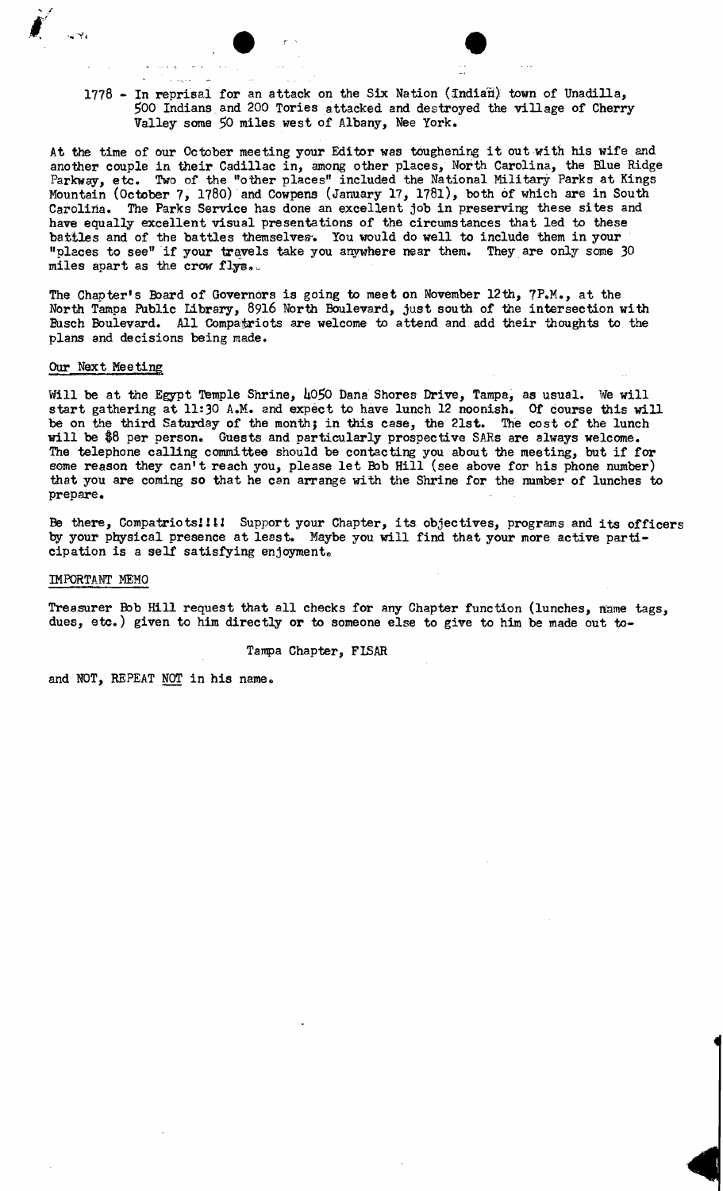1778 - In reprisal for an attack on the Six Nation (Indian) town of Unadilla, 500 Indians and 200 Tories attacked and destroyed the village of Cherry Valley some 50 miles west of Albany, Nee York.

At the time of our October meeting your Editor was toughening it out with his wife and another couple in their Cadillac in, among other places, North Carolina, the Blue Ridge Parkway, etc. Two of the "other places" included the National Military Parks at Kings Mountain (October 7, 1780) and Cowpens (January 17, 1781), both of which are in South Carolina. The Parks Service has done an excellent job in preserving these sites and have equally excellent visual presentations of the circumstances that led to these battles and of the battles themselves. You would do well to include them in your "places to see" if your travels take you anywhere near them. They are only some 30 miles apart as the crow flys.

The Chapter's Board of Governors is going to meet on November 12th, 7P.M., at the North Tampa Public Library, 8916 North Boulevard, just south of the intersection with Busch Boulevard. All Compatriots are welcome to attend and add their thoughts to the plans and decisions being made.

## Our Next Meeting

Will be at the Egypt Temple Shrine, 4050 Dana Shores Drive, Tampa, as usual. We will start gathering at 11:30 A.M. and expect to have lunch 12 noonish. Of course this will be on the third Saturday of the month; in this case, the 21st. The cost of the lunch will be $8 per person. Guests and particularly prospective SARs are always welcome. The telephone calling committee should be contacting you about the meeting, but if for some reason they can't reach you, please let Bob Hill (see above for his phone number) that you are coming so that he can arrange with the Shrine for the number of lunches to prepare.

Be there, Compatriots!!!! Support your Chapter, its objectives, programs and its officers by your physical presence at least. Maybe you will find that your more active participation is a self satisfying enjoyment.

## IMPORTANT MEMO

Treasurer Bob Hill request that all checks for any Chapter function (lunches, name tags, dues, etc.) given to him directly or to someone else to give to him be made out to-

Tampa Chapter, FLSAR

and NOT, REPEAT NOT in his name.